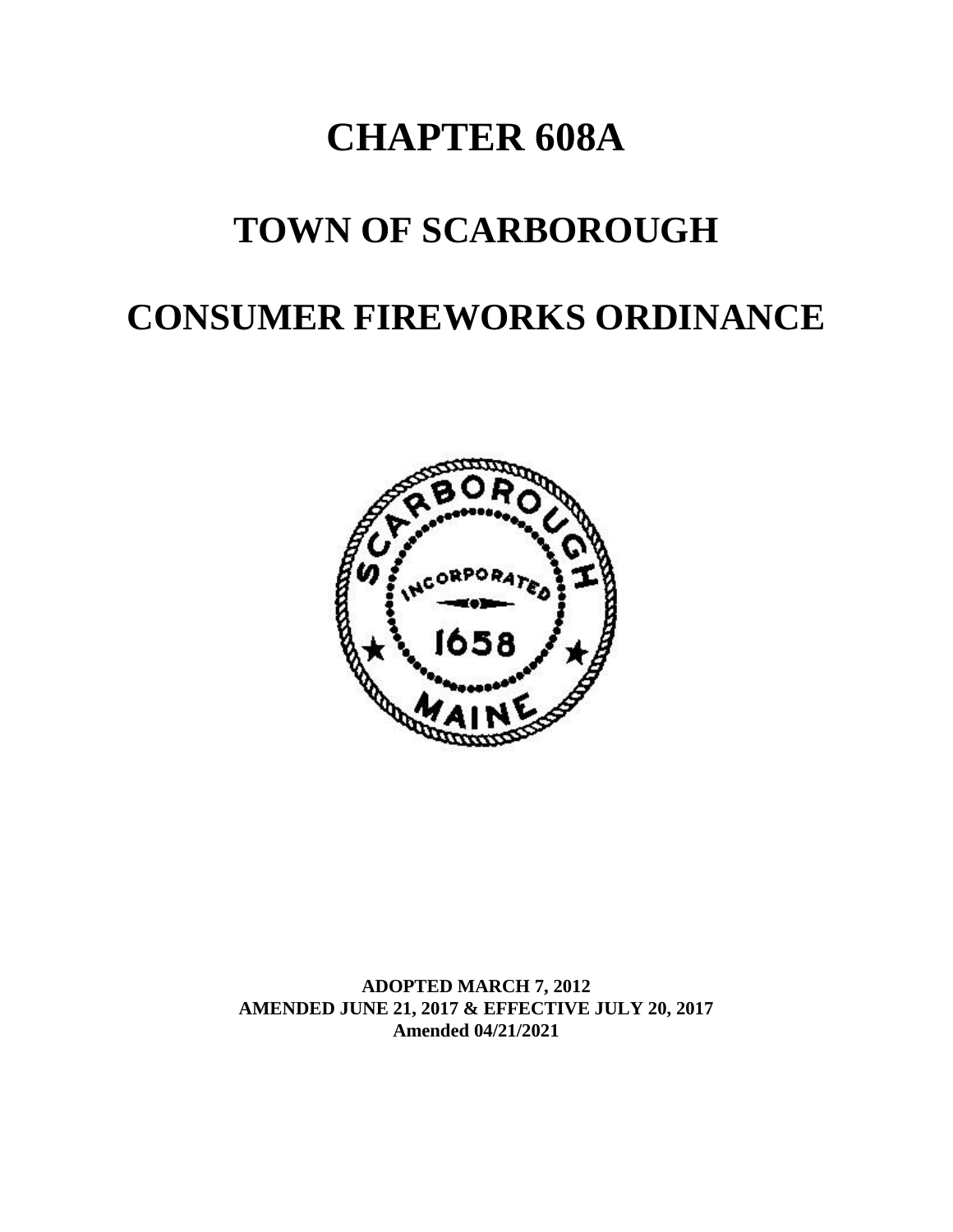# CHAPTER 608A

# TOWN OF SCARBOROUGH

# CONSUMER FIREWORKS ORDINANCE

**ADOPTED MARCH 7, 2012**
**AMENDED JUNE 21, 2017 & EFFECTIVE JULY 20, 2017**
**Amended 04/21/2021**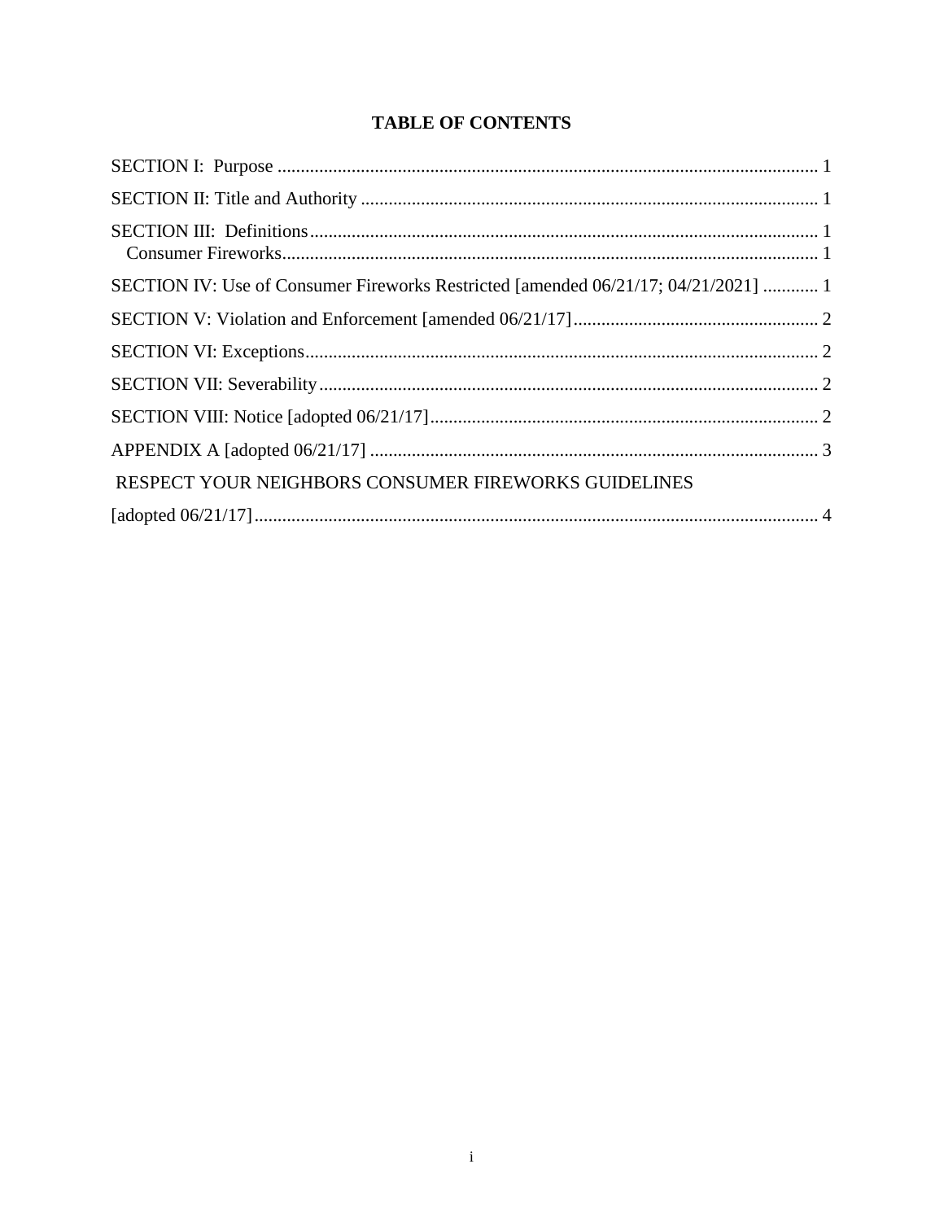# TABLE OF CONTENTS

SECTION I: Purpose ..................................................................................................................... 1

SECTION II: Title and Authority ................................................................................................... 1

SECTION III: Definitions .............................................................................................................. 1
  Consumer Fireworks ................................................................................................................... 1

SECTION IV: Use of Consumer Fireworks Restricted [amended 06/21/17; 04/21/2021] ............ 1

SECTION V: Violation and Enforcement [amended 06/21/17] ..................................................... 2

SECTION VI: Exceptions .............................................................................................................. 2

SECTION VII: Severability ............................................................................................................ 2

SECTION VIII: Notice [adopted 06/21/17] .................................................................................... 2

APPENDIX A [adopted 06/21/17] ................................................................................................. 3

RESPECT YOUR NEIGHBORS CONSUMER FIREWORKS GUIDELINES

[adopted 06/21/17] .......................................................................................................................... 4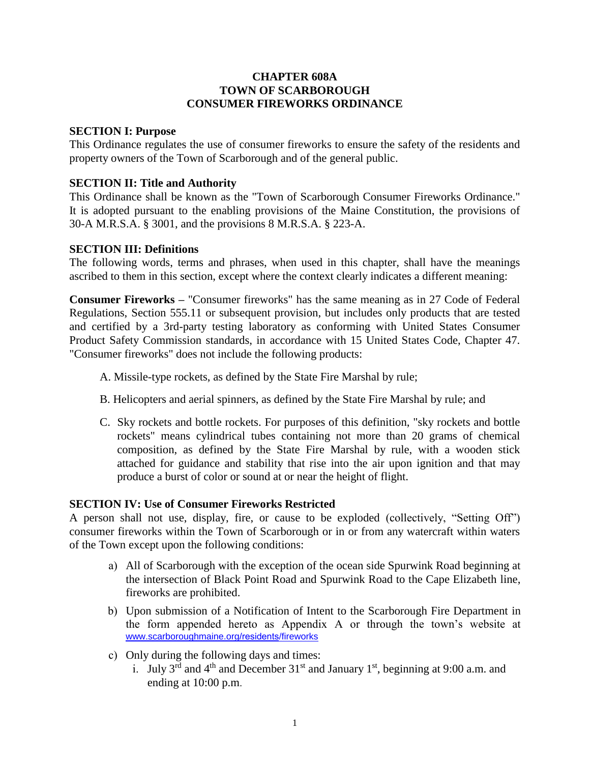# CHAPTER 608A
# TOWN OF SCARBOROUGH
# CONSUMER FIREWORKS ORDINANCE

## SECTION I: Purpose

This Ordinance regulates the use of consumer fireworks to ensure the safety of the residents and property owners of the Town of Scarborough and of the general public.

## SECTION II: Title and Authority

This Ordinance shall be known as the "Town of Scarborough Consumer Fireworks Ordinance." It is adopted pursuant to the enabling provisions of the Maine Constitution, the provisions of 30-A M.R.S.A. § 3001, and the provisions 8 M.R.S.A. § 223-A.

## SECTION III: Definitions

The following words, terms and phrases, when used in this chapter, shall have the meanings ascribed to them in this section, except where the context clearly indicates a different meaning:

**Consumer Fireworks –** "Consumer fireworks" has the same meaning as in 27 Code of Federal Regulations, Section 555.11 or subsequent provision, but includes only products that are tested and certified by a 3rd-party testing laboratory as conforming with United States Consumer Product Safety Commission standards, in accordance with 15 United States Code, Chapter 47. "Consumer fireworks" does not include the following products:

A. Missile-type rockets, as defined by the State Fire Marshal by rule;

B. Helicopters and aerial spinners, as defined by the State Fire Marshal by rule; and

C. Sky rockets and bottle rockets. For purposes of this definition, "sky rockets and bottle rockets" means cylindrical tubes containing not more than 20 grams of chemical composition, as defined by the State Fire Marshal by rule, with a wooden stick attached for guidance and stability that rise into the air upon ignition and that may produce a burst of color or sound at or near the height of flight.

## SECTION IV: Use of Consumer Fireworks Restricted

A person shall not use, display, fire, or cause to be exploded (collectively, "Setting Off") consumer fireworks within the Town of Scarborough or in or from any watercraft within waters of the Town except upon the following conditions:

a) All of Scarborough with the exception of the ocean side Spurwink Road beginning at the intersection of Black Point Road and Spurwink Road to the Cape Elizabeth line, fireworks are prohibited.

b) Upon submission of a Notification of Intent to the Scarborough Fire Department in the form appended hereto as Appendix A or through the town's website at www.scarboroughmaine.org/residents/fireworks

c) Only during the following days and times:
   i. July 3rd and 4th and December 31st and January 1st, beginning at 9:00 a.m. and ending at 10:00 p.m.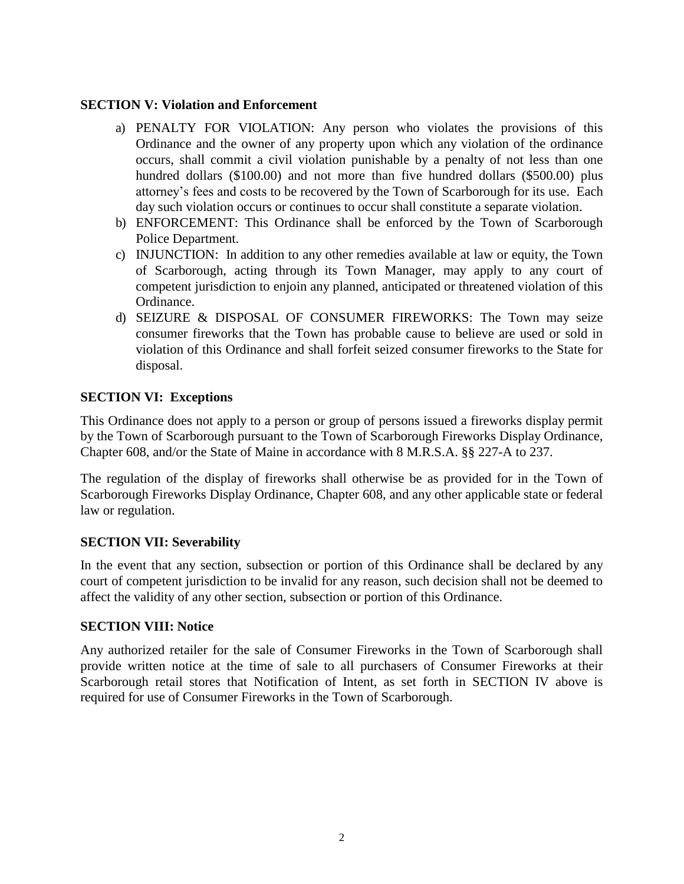**SECTION V: Violation and Enforcement**

a) PENALTY FOR VIOLATION: Any person who violates the provisions of this Ordinance and the owner of any property upon which any violation of the ordinance occurs, shall commit a civil violation punishable by a penalty of not less than one hundred dollars ($100.00) and not more than five hundred dollars ($500.00) plus attorney's fees and costs to be recovered by the Town of Scarborough for its use. Each day such violation occurs or continues to occur shall constitute a separate violation.

b) ENFORCEMENT: This Ordinance shall be enforced by the Town of Scarborough Police Department.

c) INJUNCTION: In addition to any other remedies available at law or equity, the Town of Scarborough, acting through its Town Manager, may apply to any court of competent jurisdiction to enjoin any planned, anticipated or threatened violation of this Ordinance.

d) SEIZURE & DISPOSAL OF CONSUMER FIREWORKS: The Town may seize consumer fireworks that the Town has probable cause to believe are used or sold in violation of this Ordinance and shall forfeit seized consumer fireworks to the State for disposal.

**SECTION VI: Exceptions**

This Ordinance does not apply to a person or group of persons issued a fireworks display permit by the Town of Scarborough pursuant to the Town of Scarborough Fireworks Display Ordinance, Chapter 608, and/or the State of Maine in accordance with 8 M.R.S.A. §§ 227-A to 237.

The regulation of the display of fireworks shall otherwise be as provided for in the Town of Scarborough Fireworks Display Ordinance, Chapter 608, and any other applicable state or federal law or regulation.

**SECTION VII: Severability**

In the event that any section, subsection or portion of this Ordinance shall be declared by any court of competent jurisdiction to be invalid for any reason, such decision shall not be deemed to affect the validity of any other section, subsection or portion of this Ordinance.

**SECTION VIII: Notice**

Any authorized retailer for the sale of Consumer Fireworks in the Town of Scarborough shall provide written notice at the time of sale to all purchasers of Consumer Fireworks at their Scarborough retail stores that Notification of Intent, as set forth in SECTION IV above is required for use of Consumer Fireworks in the Town of Scarborough.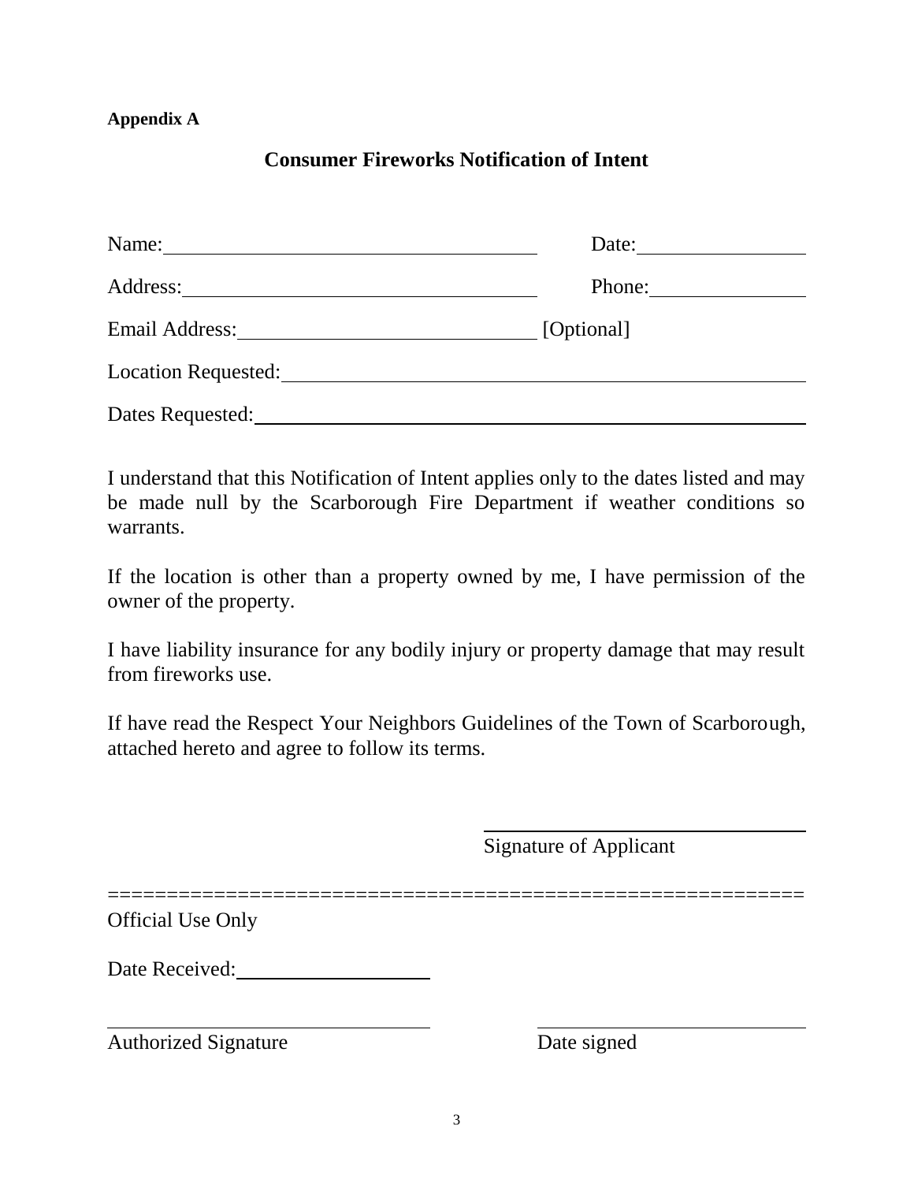**Appendix A**

## Consumer Fireworks Notification of Intent

Name: ______________________________ Date: ______________

Address: ____________________________ Phone: ____________

Email Address: _________________________ [Optional]

Location Requested: ___________________________________________

Dates Requested: _____________________________________________

I understand that this Notification of Intent applies only to the dates listed and may be made null by the Scarborough Fire Department if weather conditions so warrants.

If the location is other than a property owned by me, I have permission of the owner of the property.

I have liability insurance for any bodily injury or property damage that may result from fireworks use.

If have read the Respect Your Neighbors Guidelines of the Town of Scarborough, attached hereto and agree to follow its terms.

______________________________
Signature of Applicant

==========================================================

Official Use Only

Date Received: ________________

______________________________ ______________________________
Authorized Signature Date signed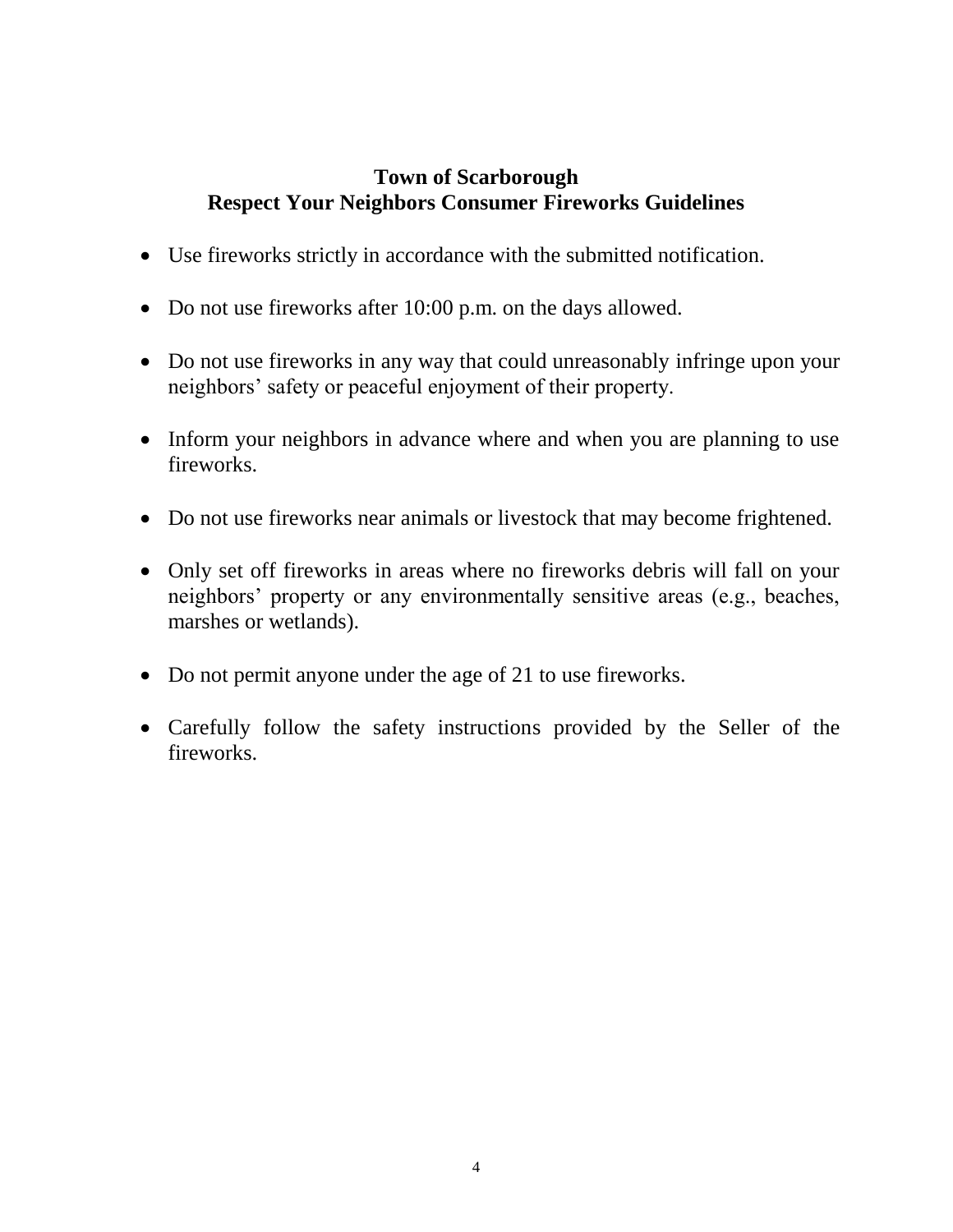## Town of Scarborough
## Respect Your Neighbors Consumer Fireworks Guidelines

- Use fireworks strictly in accordance with the submitted notification.
- Do not use fireworks after 10:00 p.m. on the days allowed.
- Do not use fireworks in any way that could unreasonably infringe upon your neighbors' safety or peaceful enjoyment of their property.
- Inform your neighbors in advance where and when you are planning to use fireworks.
- Do not use fireworks near animals or livestock that may become frightened.
- Only set off fireworks in areas where no fireworks debris will fall on your neighbors' property or any environmentally sensitive areas (e.g., beaches, marshes or wetlands).
- Do not permit anyone under the age of 21 to use fireworks.
- Carefully follow the safety instructions provided by the Seller of the fireworks.